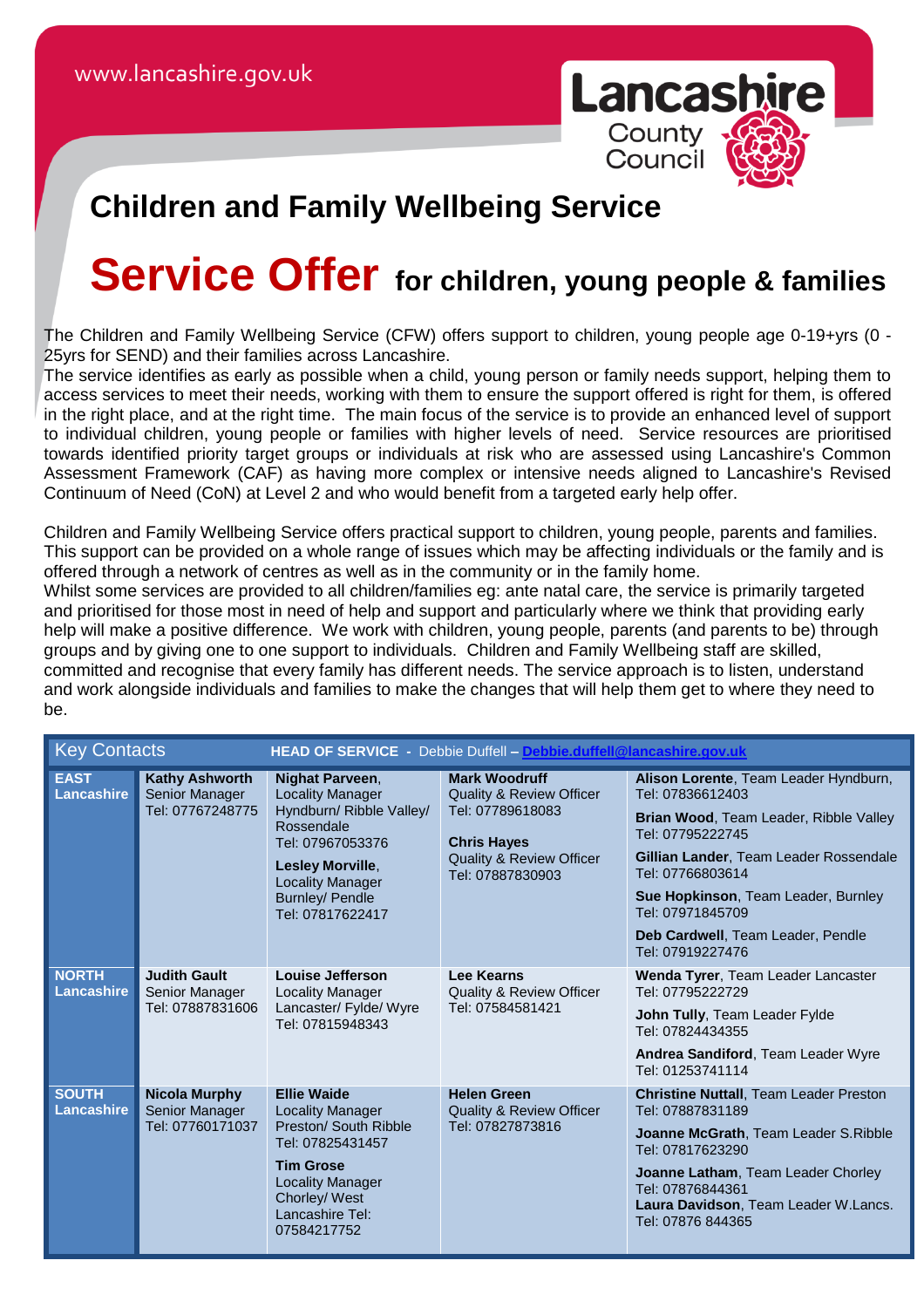www.lancashire.gov.uk

# Children and Family Wellbeing Service

## Service Offer for children, young people & families

The Children and Family Wellbeing Service (CFW) offers support to children, young people age 0-19+yrs (0 - 25yrs for SEND) and their families across Lancashire.

The service identifies as early as possible when a child, young person or family needs support, helping them to access services to meet their needs, working with them to ensure the support offered is right for them, is offered in the right place, and at the right time. The main focus of the service is to provide an enhanced level of support to individual children, young people or families with higher levels of need. Service resources are prioritised towards identified priority target groups or individuals at risk who are assessed using Lancashire's Common Assessment Framework (CAF) as having more complex or intensive needs aligned to Lancashire's Revised Continuum of Need (CoN) at Level 2 and who would benefit from a targeted early help offer.

Children and Family Wellbeing Service offers practical support to children, young people, parents and families. This support can be provided on a whole range of issues which may be affecting individuals or the family and is offered through a network of centres as well as in the community or in the family home.

Whilst some services are provided to all children/families eg: ante natal care, the service is primarily targeted and prioritised for those most in need of help and support and particularly where we think that providing early help will make a positive difference. We work with children, young people, parents (and parents to be) through groups and by giving one to one support to individuals. Children and Family Wellbeing staff are skilled, committed and recognise that every family has different needs. The service approach is to listen, understand and work alongside individuals and families to make the changes that will help them get to where they need to be.

| Key Contacts | **HEAD OF SERVICE** - Debbie Duffell – Debbie.duffell@lancashire.gov.uk | | | |
|---|---|---|---|---|
| **EAST Lancashire** | **Kathy Ashworth** Senior Manager Tel: 07767248775 | **Nighat Parveen**, Locality Manager Hyndburn/ Ribble Valley/ Rossendale Tel: 07967053376<br>**Lesley Morville**, Locality Manager Burnley/ Pendle Tel: 07817622417 | **Mark Woodruff** Quality & Review Officer Tel: 07789618083<br>**Chris Hayes** Quality & Review Officer Tel: 07887830903 | **Alison Lorente**, Team Leader Hyndburn, Tel: 07836612403<br>**Brian Wood**, Team Leader, Ribble Valley Tel: 07795222745<br>**Gillian Lander**, Team Leader Rossendale Tel: 07766803614<br>**Sue Hopkinson**, Team Leader, Burnley Tel: 07971845709<br>**Deb Cardwell**, Team Leader, Pendle Tel: 07919227476 |
| **NORTH Lancashire** | **Judith Gault** Senior Manager Tel: 07887831606 | **Louise Jefferson** Locality Manager Lancaster/ Fylde/ Wyre Tel: 07815948343 | **Lee Kearns** Quality & Review Officer Tel: 07584581421 | **Wenda Tyrer**, Team Leader Lancaster Tel: 07795222729<br>**John Tully**, Team Leader Fylde Tel: 07824434355<br>**Andrea Sandiford**, Team Leader Wyre Tel: 01253741114 |
| **SOUTH Lancashire** | **Nicola Murphy** Senior Manager Tel: 07760171037 | **Ellie Waide** Locality Manager Preston/ South Ribble Tel: 07825431457<br>**Tim Grose** Locality Manager Chorley/ West Lancashire Tel: 07584217752 | **Helen Green** Quality & Review Officer Tel: 07827873816 | **Christine Nuttall**, Team Leader Preston Tel: 07887831189<br>**Joanne McGrath**, Team Leader S.Ribble Tel: 07817623290<br>**Joanne Latham**, Team Leader Chorley Tel: 07876844361<br>**Laura Davidson**, Team Leader W.Lancs. Tel: 07876 844365 |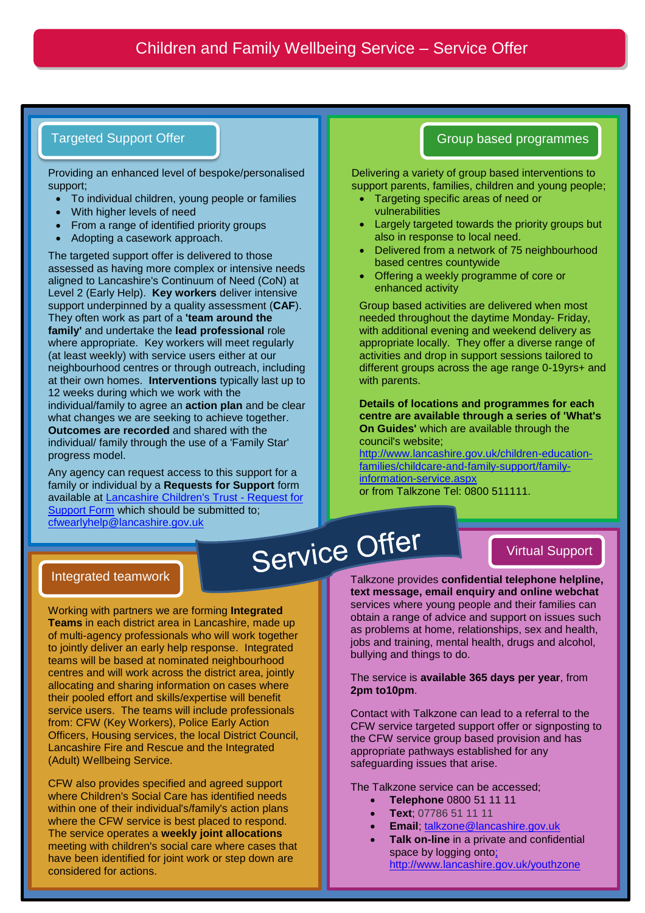# Children and Family Wellbeing Service – Service Offer

## Targeted Support Offer

Providing an enhanced level of bespoke/personalised support;

- To individual children, young people or families
- With higher levels of need
- From a range of identified priority groups
- Adopting a casework approach.

The targeted support offer is delivered to those assessed as having more complex or intensive needs aligned to Lancashire's Continuum of Need (CoN) at Level 2 (Early Help). **Key workers** deliver intensive support underpinned by a quality assessment (**CAF**). They often work as part of a **'team around the family'** and undertake the **lead professional** role where appropriate. Key workers will meet regularly (at least weekly) with service users either at our neighbourhood centres or through outreach, including at their own homes. **Interventions** typically last up to 12 weeks during which we work with the individual/family to agree an **action plan** and be clear what changes we are seeking to achieve together. **Outcomes are recorded** and shared with the individual/ family through the use of a 'Family Star' progress model.

Any agency can request access to this support for a family or individual by a **Requests for Support** form available at Lancashire Children's Trust - Request for Support Form which should be submitted to; cfwearlyhelp@lancashire.gov.uk

## Group based programmes

Delivering a variety of group based interventions to support parents, families, children and young people;

- Targeting specific areas of need or vulnerabilities
- Largely targeted towards the priority groups but also in response to local need.
- Delivered from a network of 75 neighbourhood based centres countywide
- Offering a weekly programme of core or enhanced activity

Group based activities are delivered when most needed throughout the daytime Monday- Friday, with additional evening and weekend delivery as appropriate locally. They offer a diverse range of activities and drop in support sessions tailored to different groups across the age range 0-19yrs+ and with parents.

**Details of locations and programmes for each centre are available through a series of 'What's On Guides'** which are available through the council's website; http://www.lancashire.gov.uk/children-education-families/childcare-and-family-support/family-information-service.aspx or from Talkzone Tel: 0800 511111.

# Service Offer

## Integrated teamwork

Working with partners we are forming **Integrated Teams** in each district area in Lancashire, made up of multi-agency professionals who will work together to jointly deliver an early help response. Integrated teams will be based at nominated neighbourhood centres and will work across the district area, jointly allocating and sharing information on cases where their pooled effort and skills/expertise will benefit service users. The teams will include professionals from: CFW (Key Workers), Police Early Action Officers, Housing services, the local District Council, Lancashire Fire and Rescue and the Integrated (Adult) Wellbeing Service.

CFW also provides specified and agreed support where Children's Social Care has identified needs within one of their individual's/family's action plans where the CFW service is best placed to respond. The service operates a **weekly joint allocations** meeting with children's social care where cases that have been identified for joint work or step down are considered for actions.

## Virtual Support

Talkzone provides **confidential telephone helpline, text message, email enquiry and online webchat** services where young people and their families can obtain a range of advice and support on issues such as problems at home, relationships, sex and health, jobs and training, mental health, drugs and alcohol, bullying and things to do.

The service is **available 365 days per year**, from **2pm to10pm**.

Contact with Talkzone can lead to a referral to the CFW service targeted support offer or signposting to the CFW service group based provision and has appropriate pathways established for any safeguarding issues that arise.

The Talkzone service can be accessed;

- **Telephone** 0800 51 11 11
- **Text**; 07786 51 11 11
- **Email**; talkzone@lancashire.gov.uk
- **Talk on-line** in a private and confidential space by logging onto; http://www.lancashire.gov.uk/youthzone